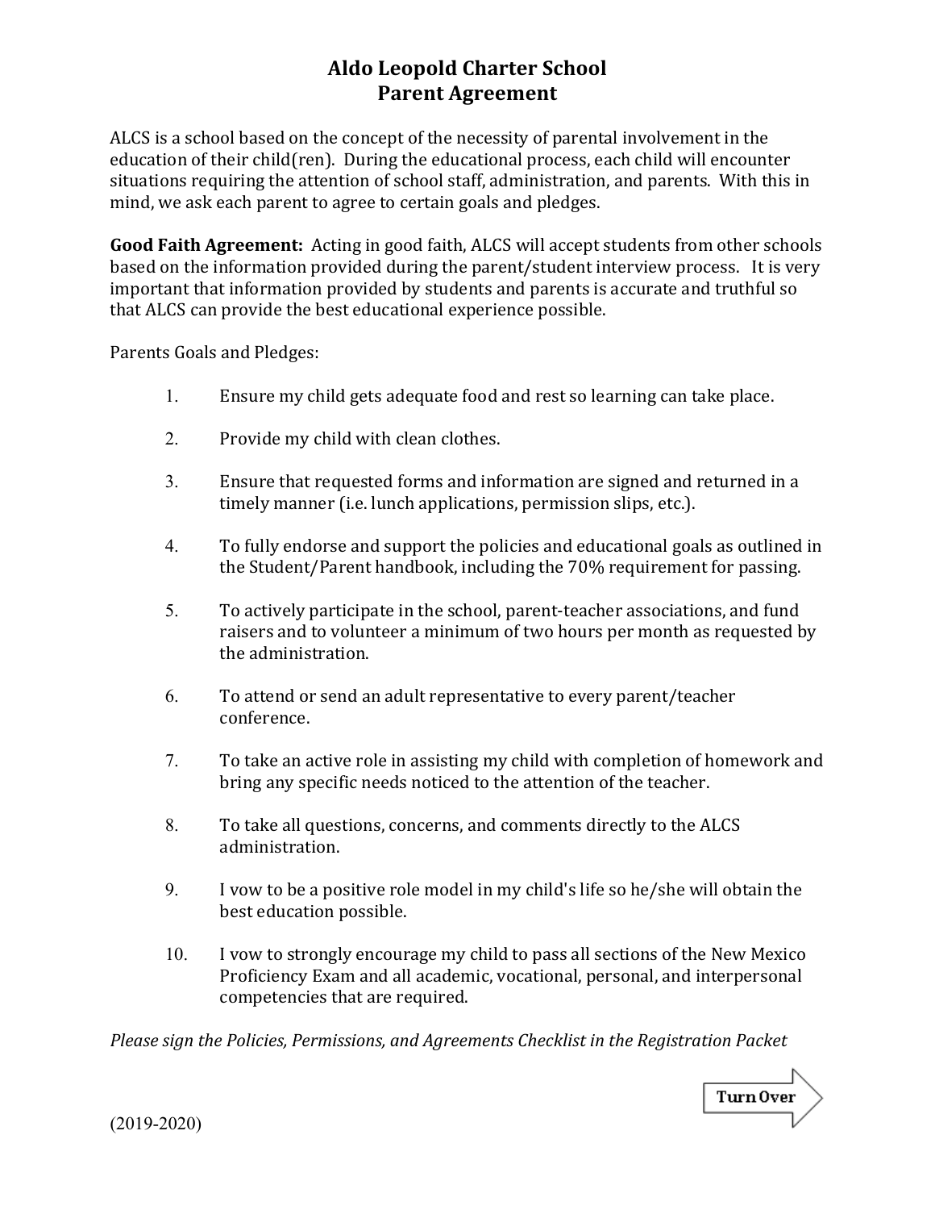# Aldo Leopold Charter School
## Parent Agreement

ALCS is a school based on the concept of the necessity of parental involvement in the education of their child(ren). During the educational process, each child will encounter situations requiring the attention of school staff, administration, and parents. With this in mind, we ask each parent to agree to certain goals and pledges.

**Good Faith Agreement:** Acting in good faith, ALCS will accept students from other schools based on the information provided during the parent/student interview process. It is very important that information provided by students and parents is accurate and truthful so that ALCS can provide the best educational experience possible.

Parents Goals and Pledges:

1. Ensure my child gets adequate food and rest so learning can take place.
2. Provide my child with clean clothes.
3. Ensure that requested forms and information are signed and returned in a timely manner (i.e. lunch applications, permission slips, etc.).
4. To fully endorse and support the policies and educational goals as outlined in the Student/Parent handbook, including the 70% requirement for passing.
5. To actively participate in the school, parent-teacher associations, and fund raisers and to volunteer a minimum of two hours per month as requested by the administration.
6. To attend or send an adult representative to every parent/teacher conference.
7. To take an active role in assisting my child with completion of homework and bring any specific needs noticed to the attention of the teacher.
8. To take all questions, concerns, and comments directly to the ALCS administration.
9. I vow to be a positive role model in my child's life so he/she will obtain the best education possible.
10. I vow to strongly encourage my child to pass all sections of the New Mexico Proficiency Exam and all academic, vocational, personal, and interpersonal competencies that are required.

*Please sign the Policies, Permissions, and Agreements Checklist in the Registration Packet*

Turn Over

(2019-2020)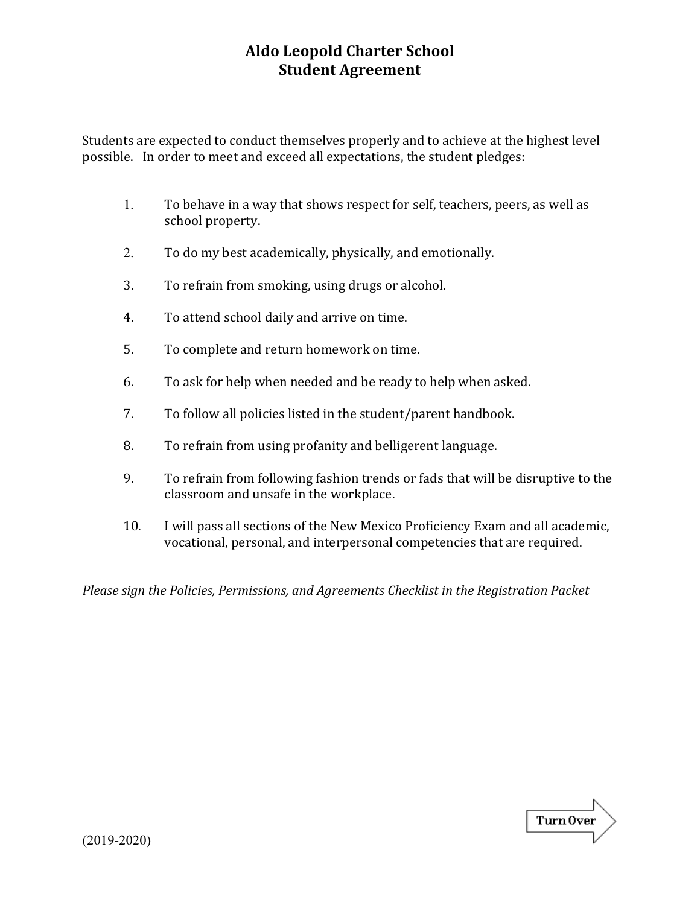# Aldo Leopold Charter School
# Student Agreement

Students are expected to conduct themselves properly and to achieve at the highest level possible. In order to meet and exceed all expectations, the student pledges:

1. To behave in a way that shows respect for self, teachers, peers, as well as school property.
2. To do my best academically, physically, and emotionally.
3. To refrain from smoking, using drugs or alcohol.
4. To attend school daily and arrive on time.
5. To complete and return homework on time.
6. To ask for help when needed and be ready to help when asked.
7. To follow all policies listed in the student/parent handbook.
8. To refrain from using profanity and belligerent language.
9. To refrain from following fashion trends or fads that will be disruptive to the classroom and unsafe in the workplace.
10. I will pass all sections of the New Mexico Proficiency Exam and all academic, vocational, personal, and interpersonal competencies that are required.

*Please sign the Policies, Permissions, and Agreements Checklist in the Registration Packet*

Turn Over

(2019-2020)